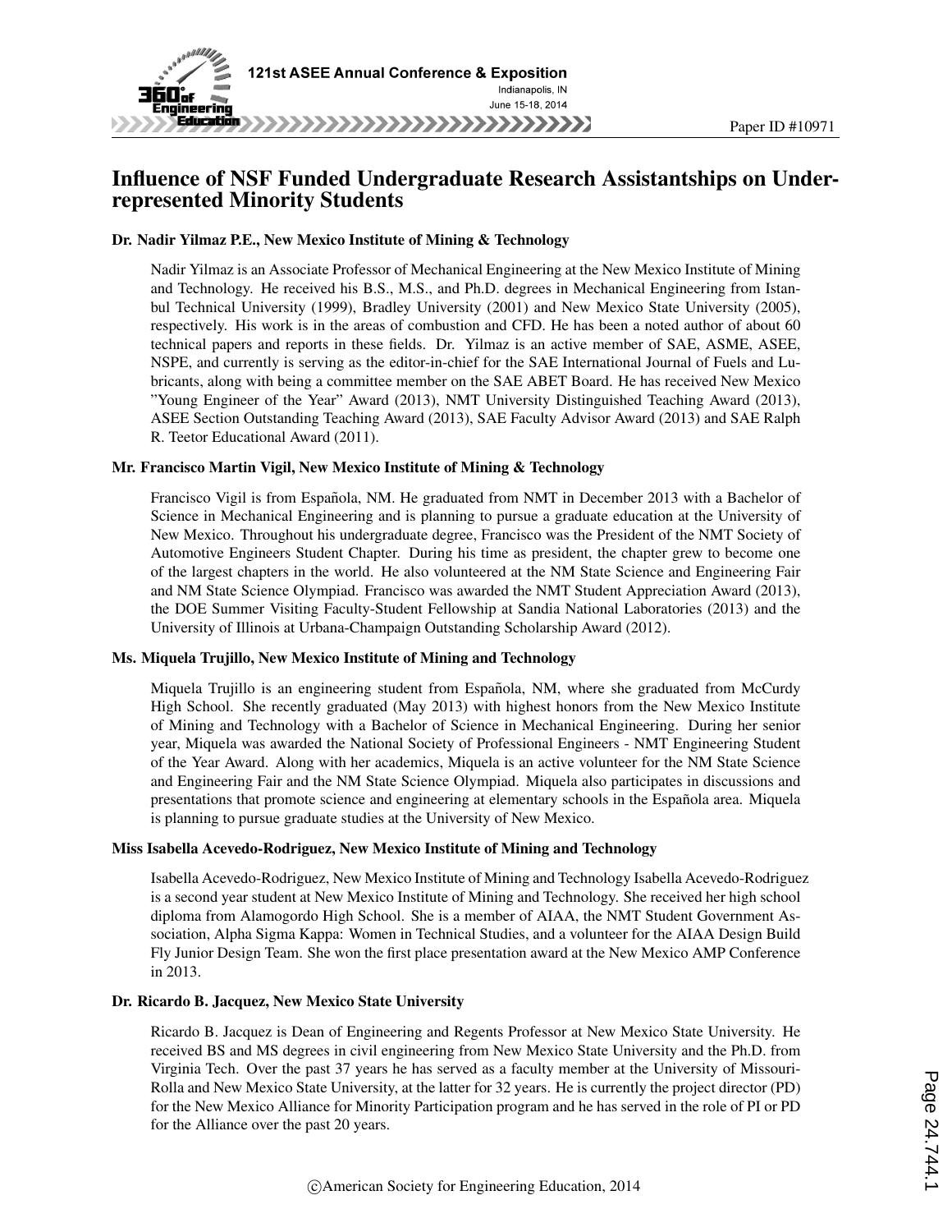# Influence of NSF Funded Undergraduate Research Assistantships on Under-represented Minority Students

### Dr. Nadir Yilmaz P.E., New Mexico Institute of Mining & Technology

Nadir Yilmaz is an Associate Professor of Mechanical Engineering at the New Mexico Institute of Mining and Technology. He received his B.S., M.S., and Ph.D. degrees in Mechanical Engineering from Istanbul Technical University (1999), Bradley University (2001) and New Mexico State University (2005), respectively. His work is in the areas of combustion and CFD. He has been a noted author of about 60 technical papers and reports in these fields. Dr. Yilmaz is an active member of SAE, ASME, ASEE, NSPE, and currently is serving as the editor-in-chief for the SAE International Journal of Fuels and Lubricants, along with being a committee member on the SAE ABET Board. He has received New Mexico "Young Engineer of the Year" Award (2013), NMT University Distinguished Teaching Award (2013), ASEE Section Outstanding Teaching Award (2013), SAE Faculty Advisor Award (2013) and SAE Ralph R. Teetor Educational Award (2011).

### Mr. Francisco Martin Vigil, New Mexico Institute of Mining & Technology

Francisco Vigil is from Española, NM. He graduated from NMT in December 2013 with a Bachelor of Science in Mechanical Engineering and is planning to pursue a graduate education at the University of New Mexico. Throughout his undergraduate degree, Francisco was the President of the NMT Society of Automotive Engineers Student Chapter. During his time as president, the chapter grew to become one of the largest chapters in the world. He also volunteered at the NM State Science and Engineering Fair and NM State Science Olympiad. Francisco was awarded the NMT Student Appreciation Award (2013), the DOE Summer Visiting Faculty-Student Fellowship at Sandia National Laboratories (2013) and the University of Illinois at Urbana-Champaign Outstanding Scholarship Award (2012).

### Ms. Miquela Trujillo, New Mexico Institute of Mining and Technology

Miquela Trujillo is an engineering student from Española, NM, where she graduated from McCurdy High School. She recently graduated (May 2013) with highest honors from the New Mexico Institute of Mining and Technology with a Bachelor of Science in Mechanical Engineering. During her senior year, Miquela was awarded the National Society of Professional Engineers - NMT Engineering Student of the Year Award. Along with her academics, Miquela is an active volunteer for the NM State Science and Engineering Fair and the NM State Science Olympiad. Miquela also participates in discussions and presentations that promote science and engineering at elementary schools in the Española area. Miquela is planning to pursue graduate studies at the University of New Mexico.

### Miss Isabella Acevedo-Rodriguez, New Mexico Institute of Mining and Technology

Isabella Acevedo-Rodriguez, New Mexico Institute of Mining and Technology Isabella Acevedo-Rodriguez is a second year student at New Mexico Institute of Mining and Technology. She received her high school diploma from Alamogordo High School. She is a member of AIAA, the NMT Student Government Association, Alpha Sigma Kappa: Women in Technical Studies, and a volunteer for the AIAA Design Build Fly Junior Design Team. She won the first place presentation award at the New Mexico AMP Conference in 2013.

### Dr. Ricardo B. Jacquez, New Mexico State University

Ricardo B. Jacquez is Dean of Engineering and Regents Professor at New Mexico State University. He received BS and MS degrees in civil engineering from New Mexico State University and the Ph.D. from Virginia Tech. Over the past 37 years he has served as a faculty member at the University of Missouri-Rolla and New Mexico State University, at the latter for 32 years. He is currently the project director (PD) for the New Mexico Alliance for Minority Participation program and he has served in the role of PI or PD for the Alliance over the past 20 years.

©American Society for Engineering Education, 2014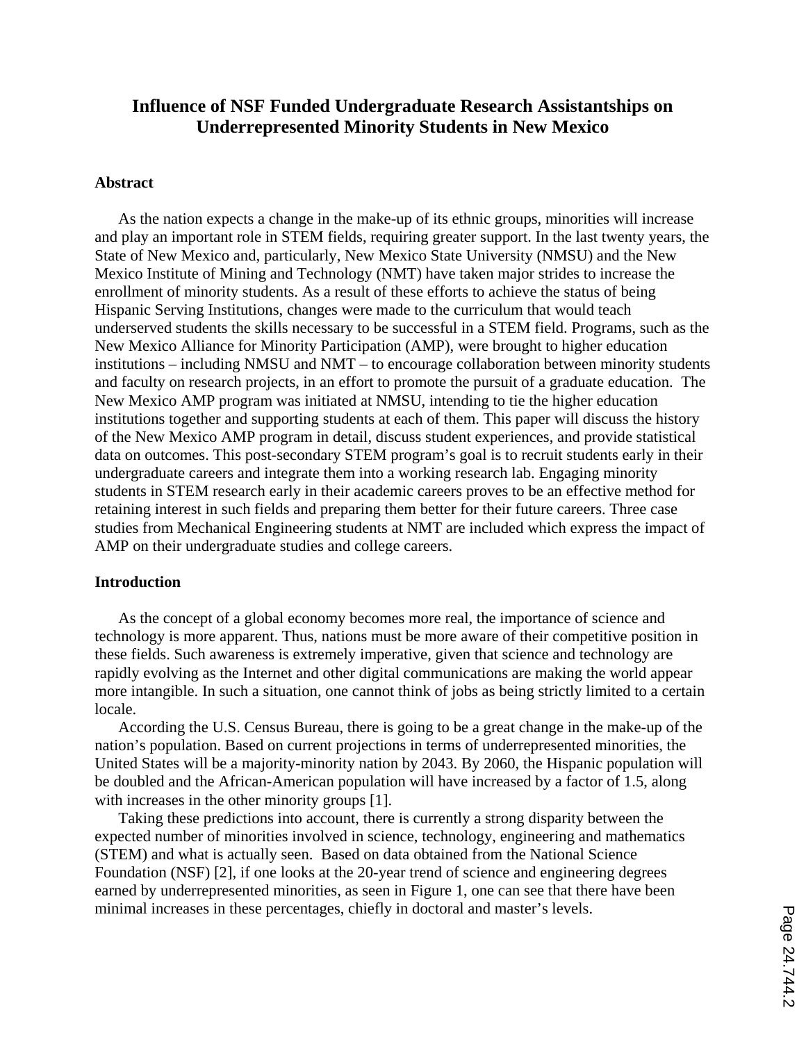# Influence of NSF Funded Undergraduate Research Assistantships on Underrepresented Minority Students in New Mexico

## Abstract

As the nation expects a change in the make-up of its ethnic groups, minorities will increase and play an important role in STEM fields, requiring greater support. In the last twenty years, the State of New Mexico and, particularly, New Mexico State University (NMSU) and the New Mexico Institute of Mining and Technology (NMT) have taken major strides to increase the enrollment of minority students. As a result of these efforts to achieve the status of being Hispanic Serving Institutions, changes were made to the curriculum that would teach underserved students the skills necessary to be successful in a STEM field. Programs, such as the New Mexico Alliance for Minority Participation (AMP), were brought to higher education institutions – including NMSU and NMT – to encourage collaboration between minority students and faculty on research projects, in an effort to promote the pursuit of a graduate education. The New Mexico AMP program was initiated at NMSU, intending to tie the higher education institutions together and supporting students at each of them. This paper will discuss the history of the New Mexico AMP program in detail, discuss student experiences, and provide statistical data on outcomes. This post-secondary STEM program's goal is to recruit students early in their undergraduate careers and integrate them into a working research lab. Engaging minority students in STEM research early in their academic careers proves to be an effective method for retaining interest in such fields and preparing them better for their future careers. Three case studies from Mechanical Engineering students at NMT are included which express the impact of AMP on their undergraduate studies and college careers.

## Introduction

As the concept of a global economy becomes more real, the importance of science and technology is more apparent. Thus, nations must be more aware of their competitive position in these fields. Such awareness is extremely imperative, given that science and technology are rapidly evolving as the Internet and other digital communications are making the world appear more intangible. In such a situation, one cannot think of jobs as being strictly limited to a certain locale.

According the U.S. Census Bureau, there is going to be a great change in the make-up of the nation's population. Based on current projections in terms of underrepresented minorities, the United States will be a majority-minority nation by 2043. By 2060, the Hispanic population will be doubled and the African-American population will have increased by a factor of 1.5, along with increases in the other minority groups [1].

Taking these predictions into account, there is currently a strong disparity between the expected number of minorities involved in science, technology, engineering and mathematics (STEM) and what is actually seen. Based on data obtained from the National Science Foundation (NSF) [2], if one looks at the 20-year trend of science and engineering degrees earned by underrepresented minorities, as seen in Figure 1, one can see that there have been minimal increases in these percentages, chiefly in doctoral and master's levels.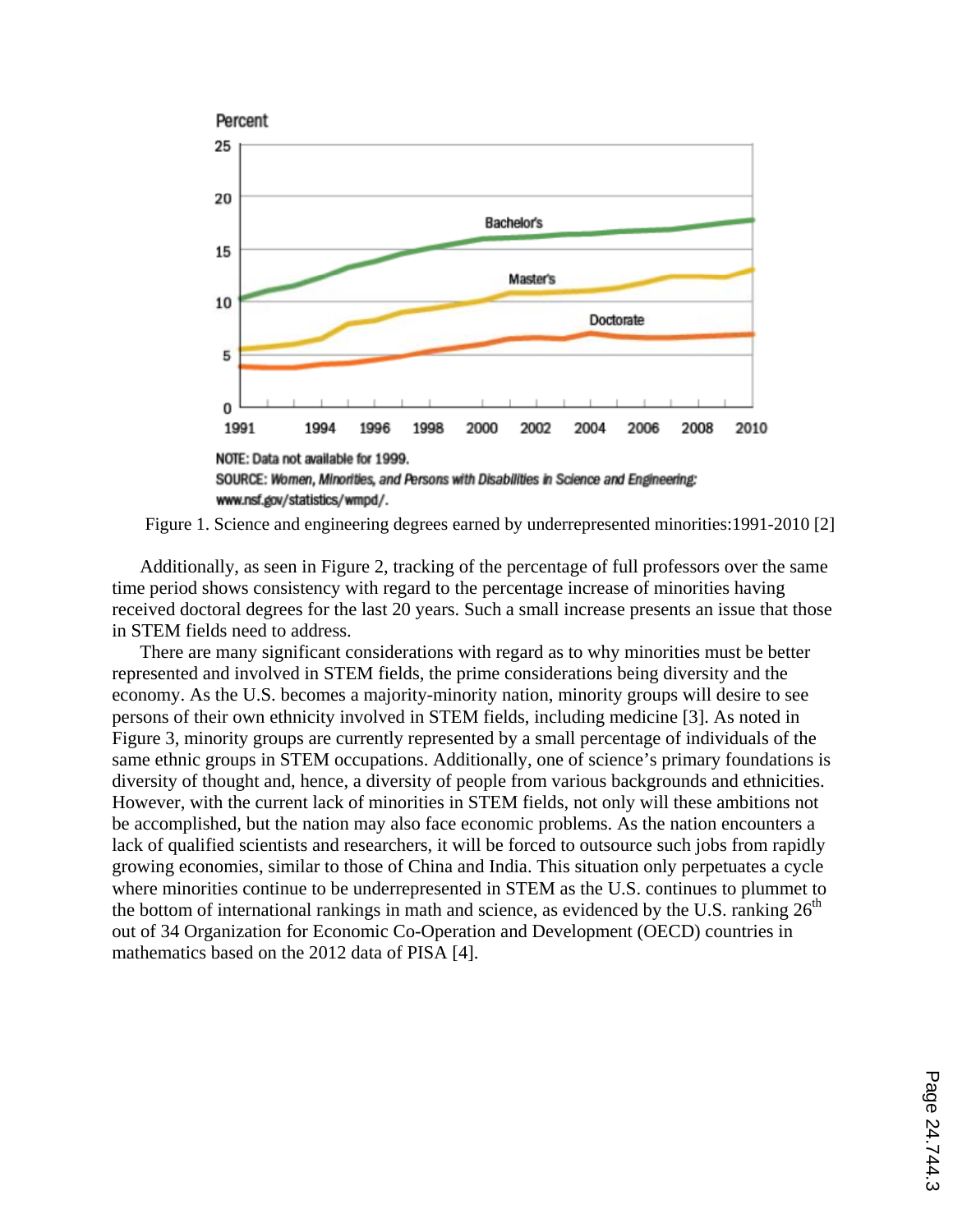NOTE: Data not available for 1999.
SOURCE: *Women, Minorities, and Persons with Disabilities in Science and Engineering*: www.nsf.gov/statistics/wmpd/.

Figure 1. Science and engineering degrees earned by underrepresented minorities:1991-2010 [2]

Additionally, as seen in Figure 2, tracking of the percentage of full professors over the same time period shows consistency with regard to the percentage increase of minorities having received doctoral degrees for the last 20 years. Such a small increase presents an issue that those in STEM fields need to address.

There are many significant considerations with regard as to why minorities must be better represented and involved in STEM fields, the prime considerations being diversity and the economy. As the U.S. becomes a majority-minority nation, minority groups will desire to see persons of their own ethnicity involved in STEM fields, including medicine [3]. As noted in Figure 3, minority groups are currently represented by a small percentage of individuals of the same ethnic groups in STEM occupations. Additionally, one of science's primary foundations is diversity of thought and, hence, a diversity of people from various backgrounds and ethnicities. However, with the current lack of minorities in STEM fields, not only will these ambitions not be accomplished, but the nation may also face economic problems. As the nation encounters a lack of qualified scientists and researchers, it will be forced to outsource such jobs from rapidly growing economies, similar to those of China and India. This situation only perpetuates a cycle where minorities continue to be underrepresented in STEM as the U.S. continues to plummet to the bottom of international rankings in math and science, as evidenced by the U.S. ranking 26th out of 34 Organization for Economic Co-Operation and Development (OECD) countries in mathematics based on the 2012 data of PISA [4].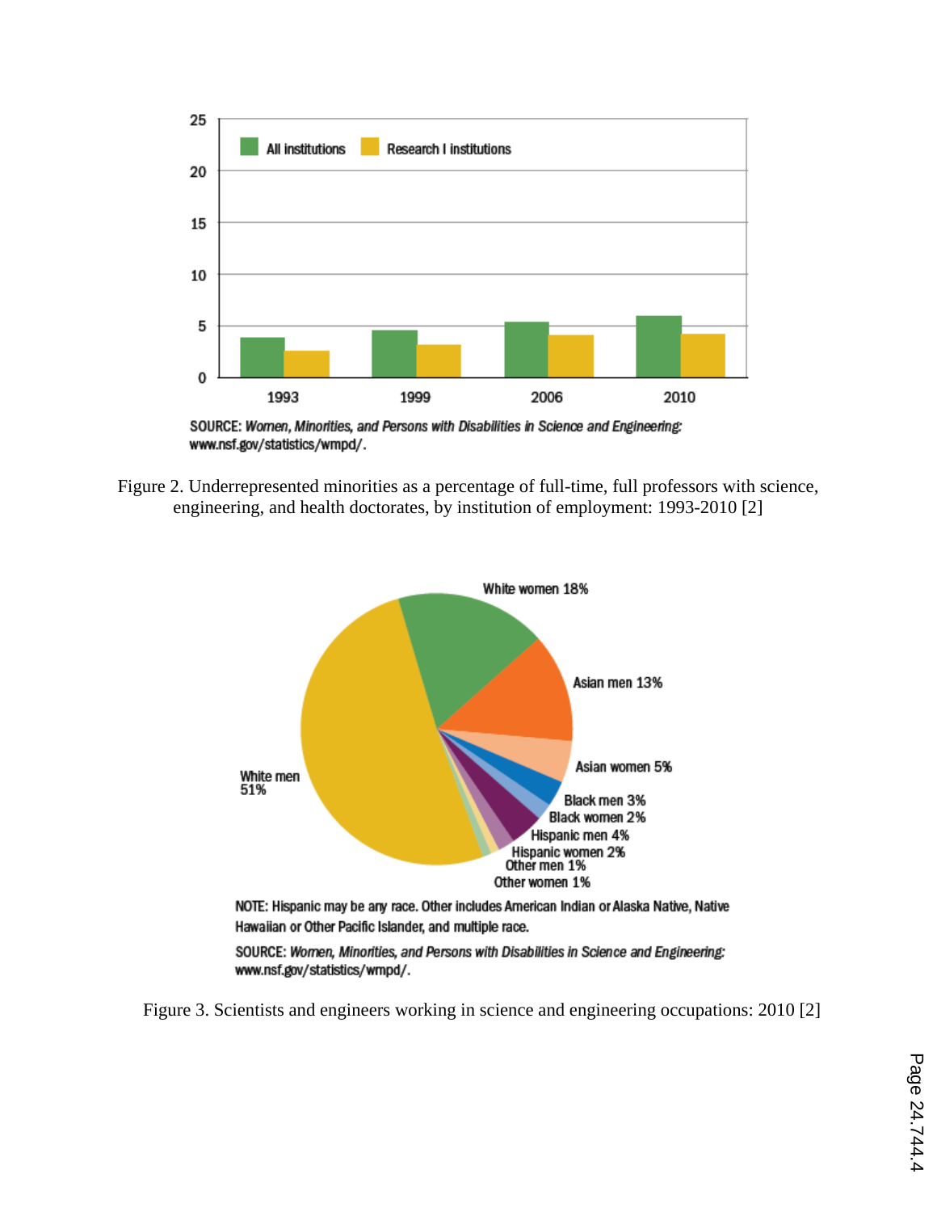SOURCE: *Women, Minorities, and Persons with Disabilities in Science and Engineering:* www.nsf.gov/statistics/wmpd/.

Figure 2. Underrepresented minorities as a percentage of full-time, full professors with science, engineering, and health doctorates, by institution of employment: 1993-2010 [2]

NOTE: Hispanic may be any race. Other includes American Indian or Alaska Native, Native Hawaiian or Other Pacific Islander, and multiple race.

SOURCE: *Women, Minorities, and Persons with Disabilities in Science and Engineering:* www.nsf.gov/statistics/wmpd/.

Figure 3. Scientists and engineers working in science and engineering occupations: 2010 [2]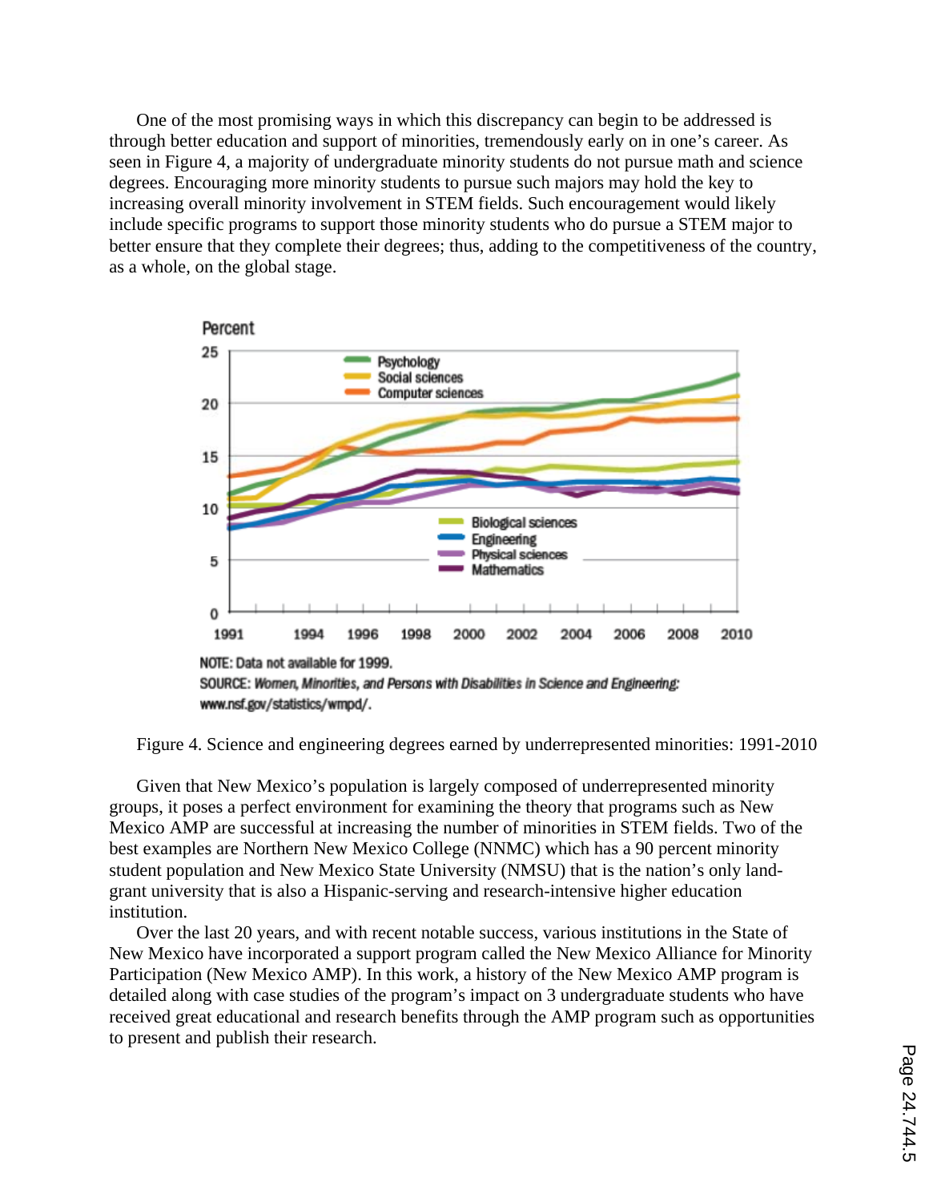One of the most promising ways in which this discrepancy can begin to be addressed is through better education and support of minorities, tremendously early on in one's career. As seen in Figure 4, a majority of undergraduate minority students do not pursue math and science degrees. Encouraging more minority students to pursue such majors may hold the key to increasing overall minority involvement in STEM fields. Such encouragement would likely include specific programs to support those minority students who do pursue a STEM major to better ensure that they complete their degrees; thus, adding to the competitiveness of the country, as a whole, on the global stage.

Figure 4. Science and engineering degrees earned by underrepresented minorities: 1991-2010

Given that New Mexico's population is largely composed of underrepresented minority groups, it poses a perfect environment for examining the theory that programs such as New Mexico AMP are successful at increasing the number of minorities in STEM fields. Two of the best examples are Northern New Mexico College (NNMC) which has a 90 percent minority student population and New Mexico State University (NMSU) that is the nation's only land-grant university that is also a Hispanic-serving and research-intensive higher education institution.

Over the last 20 years, and with recent notable success, various institutions in the State of New Mexico have incorporated a support program called the New Mexico Alliance for Minority Participation (New Mexico AMP). In this work, a history of the New Mexico AMP program is detailed along with case studies of the program's impact on 3 undergraduate students who have received great educational and research benefits through the AMP program such as opportunities to present and publish their research.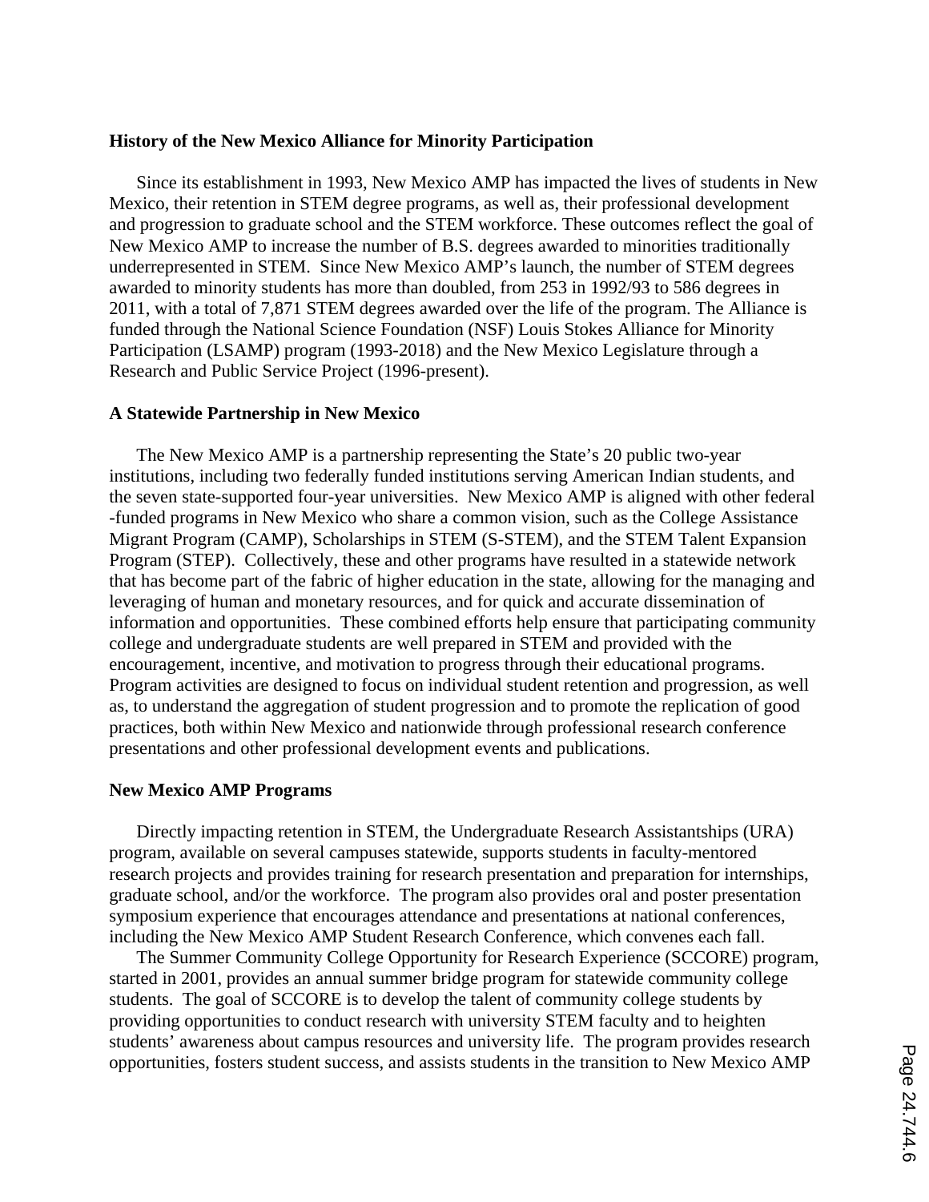**History of the New Mexico Alliance for Minority Participation**

Since its establishment in 1993, New Mexico AMP has impacted the lives of students in New Mexico, their retention in STEM degree programs, as well as, their professional development and progression to graduate school and the STEM workforce. These outcomes reflect the goal of New Mexico AMP to increase the number of B.S. degrees awarded to minorities traditionally underrepresented in STEM. Since New Mexico AMP's launch, the number of STEM degrees awarded to minority students has more than doubled, from 253 in 1992/93 to 586 degrees in 2011, with a total of 7,871 STEM degrees awarded over the life of the program. The Alliance is funded through the National Science Foundation (NSF) Louis Stokes Alliance for Minority Participation (LSAMP) program (1993-2018) and the New Mexico Legislature through a Research and Public Service Project (1996-present).

**A Statewide Partnership in New Mexico**

The New Mexico AMP is a partnership representing the State's 20 public two-year institutions, including two federally funded institutions serving American Indian students, and the seven state-supported four-year universities. New Mexico AMP is aligned with other federal -funded programs in New Mexico who share a common vision, such as the College Assistance Migrant Program (CAMP), Scholarships in STEM (S-STEM), and the STEM Talent Expansion Program (STEP). Collectively, these and other programs have resulted in a statewide network that has become part of the fabric of higher education in the state, allowing for the managing and leveraging of human and monetary resources, and for quick and accurate dissemination of information and opportunities. These combined efforts help ensure that participating community college and undergraduate students are well prepared in STEM and provided with the encouragement, incentive, and motivation to progress through their educational programs. Program activities are designed to focus on individual student retention and progression, as well as, to understand the aggregation of student progression and to promote the replication of good practices, both within New Mexico and nationwide through professional research conference presentations and other professional development events and publications.

**New Mexico AMP Programs**

Directly impacting retention in STEM, the Undergraduate Research Assistantships (URA) program, available on several campuses statewide, supports students in faculty-mentored research projects and provides training for research presentation and preparation for internships, graduate school, and/or the workforce. The program also provides oral and poster presentation symposium experience that encourages attendance and presentations at national conferences, including the New Mexico AMP Student Research Conference, which convenes each fall.

The Summer Community College Opportunity for Research Experience (SCCORE) program, started in 2001, provides an annual summer bridge program for statewide community college students. The goal of SCCORE is to develop the talent of community college students by providing opportunities to conduct research with university STEM faculty and to heighten students' awareness about campus resources and university life. The program provides research opportunities, fosters student success, and assists students in the transition to New Mexico AMP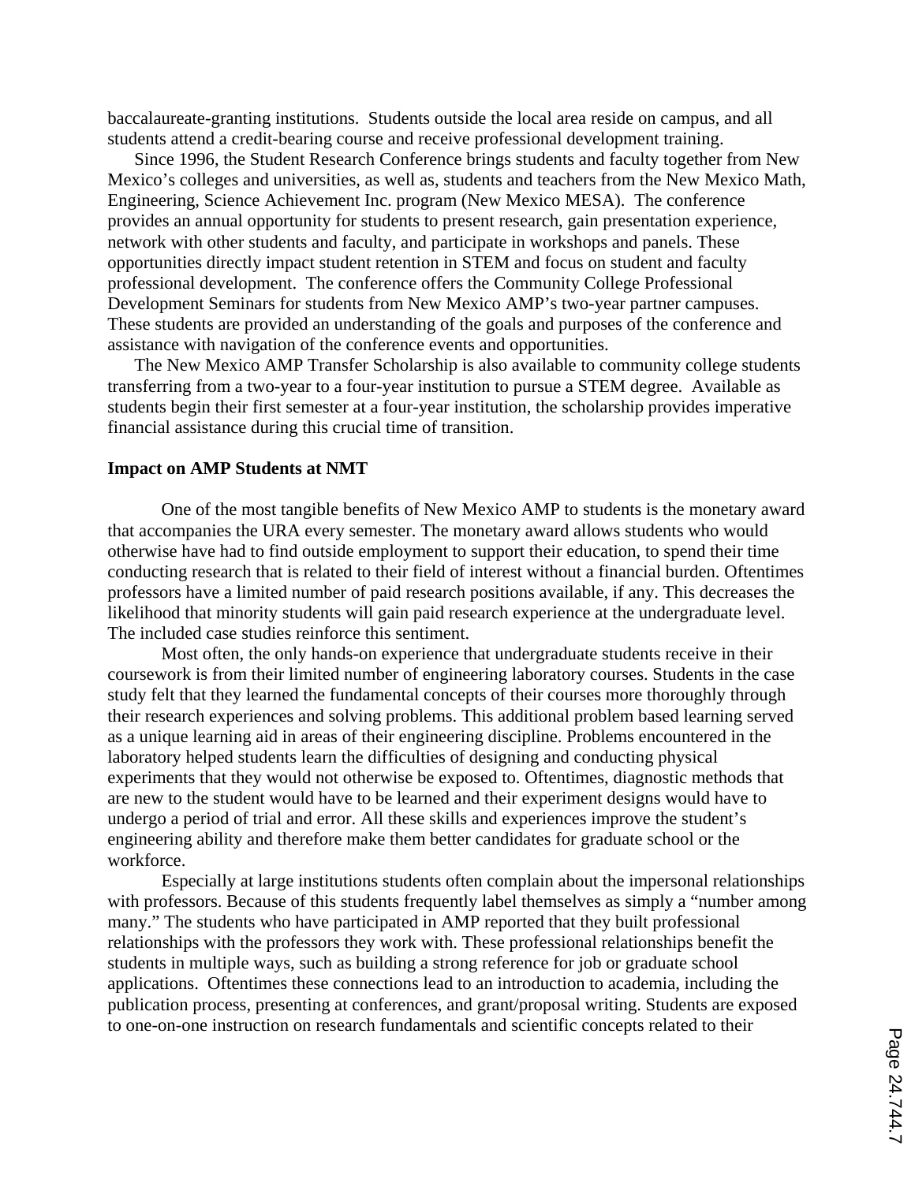baccalaureate-granting institutions. Students outside the local area reside on campus, and all students attend a credit-bearing course and receive professional development training.

Since 1996, the Student Research Conference brings students and faculty together from New Mexico's colleges and universities, as well as, students and teachers from the New Mexico Math, Engineering, Science Achievement Inc. program (New Mexico MESA). The conference provides an annual opportunity for students to present research, gain presentation experience, network with other students and faculty, and participate in workshops and panels. These opportunities directly impact student retention in STEM and focus on student and faculty professional development. The conference offers the Community College Professional Development Seminars for students from New Mexico AMP's two-year partner campuses. These students are provided an understanding of the goals and purposes of the conference and assistance with navigation of the conference events and opportunities.

The New Mexico AMP Transfer Scholarship is also available to community college students transferring from a two-year to a four-year institution to pursue a STEM degree. Available as students begin their first semester at a four-year institution, the scholarship provides imperative financial assistance during this crucial time of transition.

**Impact on AMP Students at NMT**

One of the most tangible benefits of New Mexico AMP to students is the monetary award that accompanies the URA every semester. The monetary award allows students who would otherwise have had to find outside employment to support their education, to spend their time conducting research that is related to their field of interest without a financial burden. Oftentimes professors have a limited number of paid research positions available, if any. This decreases the likelihood that minority students will gain paid research experience at the undergraduate level. The included case studies reinforce this sentiment.

Most often, the only hands-on experience that undergraduate students receive in their coursework is from their limited number of engineering laboratory courses. Students in the case study felt that they learned the fundamental concepts of their courses more thoroughly through their research experiences and solving problems. This additional problem based learning served as a unique learning aid in areas of their engineering discipline. Problems encountered in the laboratory helped students learn the difficulties of designing and conducting physical experiments that they would not otherwise be exposed to. Oftentimes, diagnostic methods that are new to the student would have to be learned and their experiment designs would have to undergo a period of trial and error. All these skills and experiences improve the student's engineering ability and therefore make them better candidates for graduate school or the workforce.

Especially at large institutions students often complain about the impersonal relationships with professors. Because of this students frequently label themselves as simply a "number among many." The students who have participated in AMP reported that they built professional relationships with the professors they work with. These professional relationships benefit the students in multiple ways, such as building a strong reference for job or graduate school applications. Oftentimes these connections lead to an introduction to academia, including the publication process, presenting at conferences, and grant/proposal writing. Students are exposed to one-on-one instruction on research fundamentals and scientific concepts related to their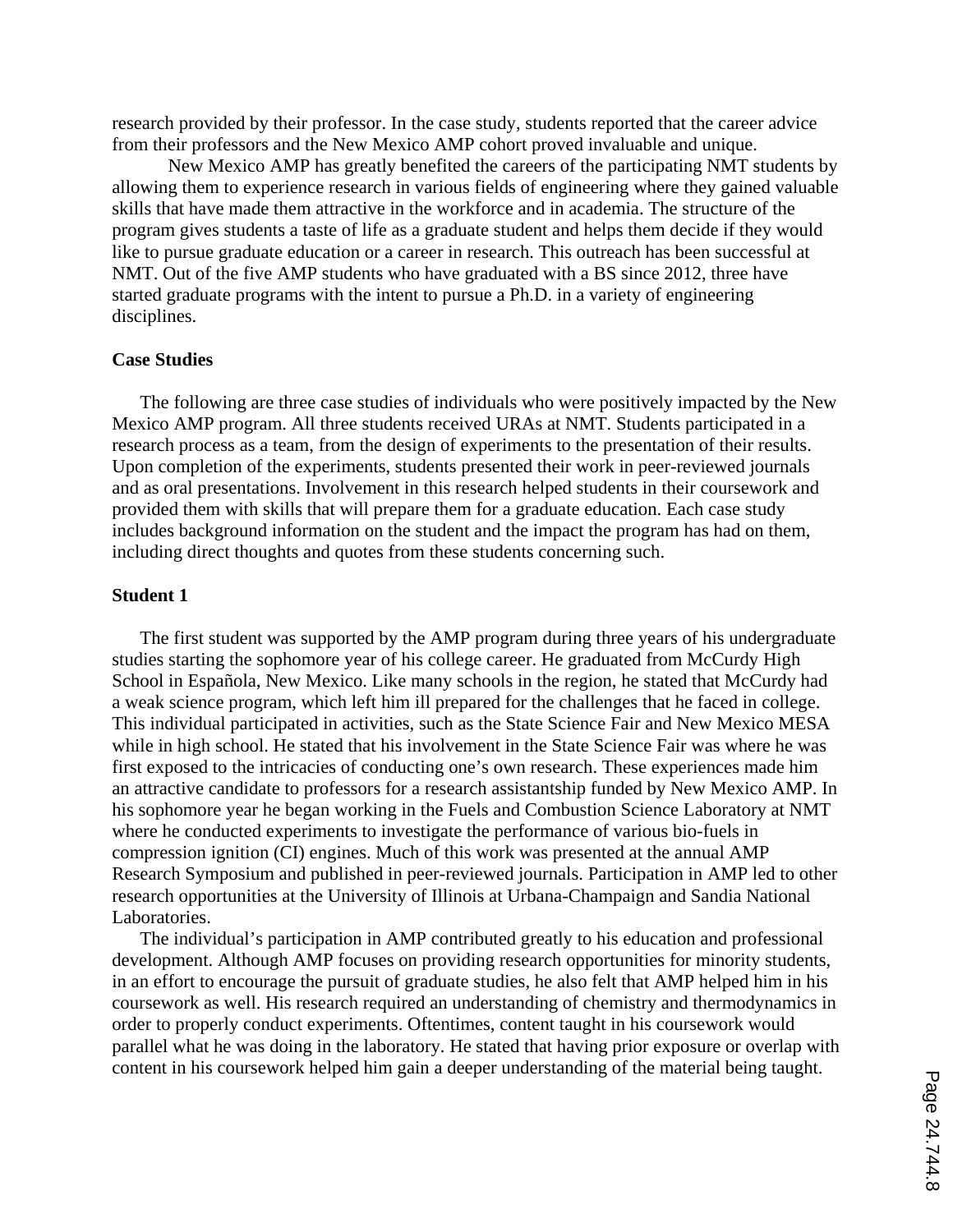research provided by their professor. In the case study, students reported that the career advice from their professors and the New Mexico AMP cohort proved invaluable and unique.

New Mexico AMP has greatly benefited the careers of the participating NMT students by allowing them to experience research in various fields of engineering where they gained valuable skills that have made them attractive in the workforce and in academia. The structure of the program gives students a taste of life as a graduate student and helps them decide if they would like to pursue graduate education or a career in research. This outreach has been successful at NMT. Out of the five AMP students who have graduated with a BS since 2012, three have started graduate programs with the intent to pursue a Ph.D. in a variety of engineering disciplines.

**Case Studies**

The following are three case studies of individuals who were positively impacted by the New Mexico AMP program. All three students received URAs at NMT. Students participated in a research process as a team, from the design of experiments to the presentation of their results. Upon completion of the experiments, students presented their work in peer-reviewed journals and as oral presentations. Involvement in this research helped students in their coursework and provided them with skills that will prepare them for a graduate education. Each case study includes background information on the student and the impact the program has had on them, including direct thoughts and quotes from these students concerning such.

**Student 1**

The first student was supported by the AMP program during three years of his undergraduate studies starting the sophomore year of his college career. He graduated from McCurdy High School in Española, New Mexico. Like many schools in the region, he stated that McCurdy had a weak science program, which left him ill prepared for the challenges that he faced in college. This individual participated in activities, such as the State Science Fair and New Mexico MESA while in high school. He stated that his involvement in the State Science Fair was where he was first exposed to the intricacies of conducting one's own research. These experiences made him an attractive candidate to professors for a research assistantship funded by New Mexico AMP. In his sophomore year he began working in the Fuels and Combustion Science Laboratory at NMT where he conducted experiments to investigate the performance of various bio-fuels in compression ignition (CI) engines. Much of this work was presented at the annual AMP Research Symposium and published in peer-reviewed journals. Participation in AMP led to other research opportunities at the University of Illinois at Urbana-Champaign and Sandia National Laboratories.

The individual's participation in AMP contributed greatly to his education and professional development. Although AMP focuses on providing research opportunities for minority students, in an effort to encourage the pursuit of graduate studies, he also felt that AMP helped him in his coursework as well. His research required an understanding of chemistry and thermodynamics in order to properly conduct experiments. Oftentimes, content taught in his coursework would parallel what he was doing in the laboratory. He stated that having prior exposure or overlap with content in his coursework helped him gain a deeper understanding of the material being taught.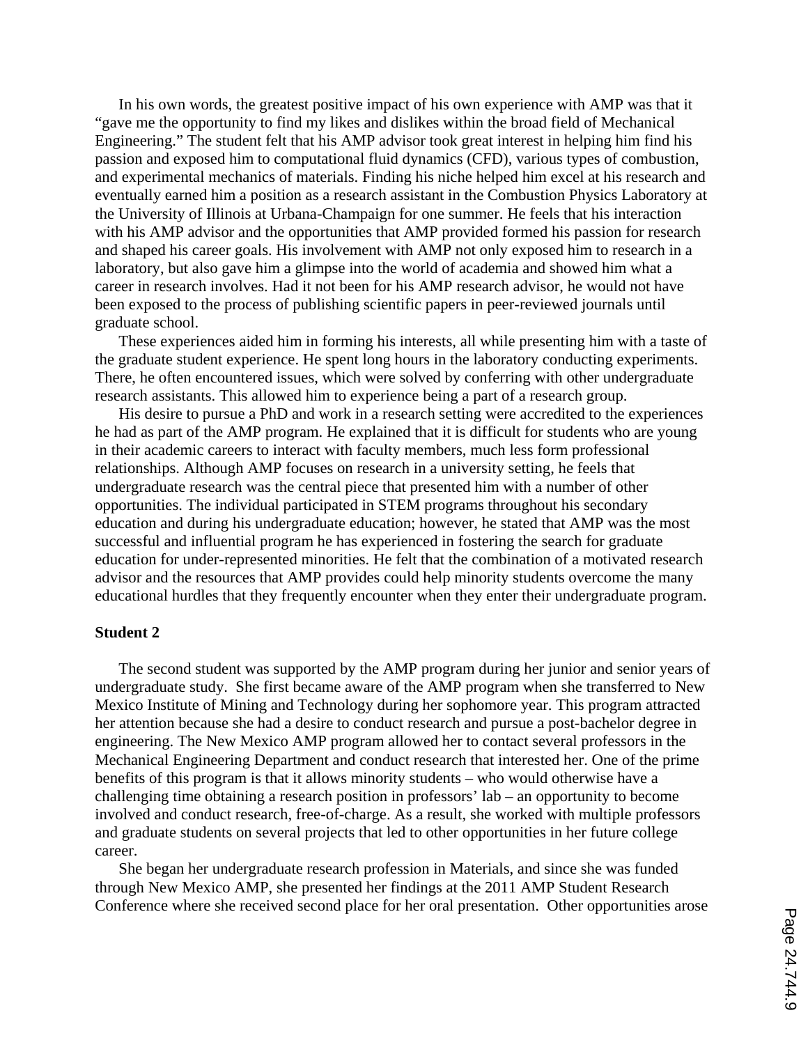In his own words, the greatest positive impact of his own experience with AMP was that it "gave me the opportunity to find my likes and dislikes within the broad field of Mechanical Engineering." The student felt that his AMP advisor took great interest in helping him find his passion and exposed him to computational fluid dynamics (CFD), various types of combustion, and experimental mechanics of materials. Finding his niche helped him excel at his research and eventually earned him a position as a research assistant in the Combustion Physics Laboratory at the University of Illinois at Urbana-Champaign for one summer. He feels that his interaction with his AMP advisor and the opportunities that AMP provided formed his passion for research and shaped his career goals. His involvement with AMP not only exposed him to research in a laboratory, but also gave him a glimpse into the world of academia and showed him what a career in research involves. Had it not been for his AMP research advisor, he would not have been exposed to the process of publishing scientific papers in peer-reviewed journals until graduate school.

These experiences aided him in forming his interests, all while presenting him with a taste of the graduate student experience. He spent long hours in the laboratory conducting experiments. There, he often encountered issues, which were solved by conferring with other undergraduate research assistants. This allowed him to experience being a part of a research group.

His desire to pursue a PhD and work in a research setting were accredited to the experiences he had as part of the AMP program. He explained that it is difficult for students who are young in their academic careers to interact with faculty members, much less form professional relationships. Although AMP focuses on research in a university setting, he feels that undergraduate research was the central piece that presented him with a number of other opportunities. The individual participated in STEM programs throughout his secondary education and during his undergraduate education; however, he stated that AMP was the most successful and influential program he has experienced in fostering the search for graduate education for under-represented minorities. He felt that the combination of a motivated research advisor and the resources that AMP provides could help minority students overcome the many educational hurdles that they frequently encounter when they enter their undergraduate program.

**Student 2**

The second student was supported by the AMP program during her junior and senior years of undergraduate study. She first became aware of the AMP program when she transferred to New Mexico Institute of Mining and Technology during her sophomore year. This program attracted her attention because she had a desire to conduct research and pursue a post-bachelor degree in engineering. The New Mexico AMP program allowed her to contact several professors in the Mechanical Engineering Department and conduct research that interested her. One of the prime benefits of this program is that it allows minority students – who would otherwise have a challenging time obtaining a research position in professors' lab – an opportunity to become involved and conduct research, free-of-charge. As a result, she worked with multiple professors and graduate students on several projects that led to other opportunities in her future college career.

She began her undergraduate research profession in Materials, and since she was funded through New Mexico AMP, she presented her findings at the 2011 AMP Student Research Conference where she received second place for her oral presentation. Other opportunities arose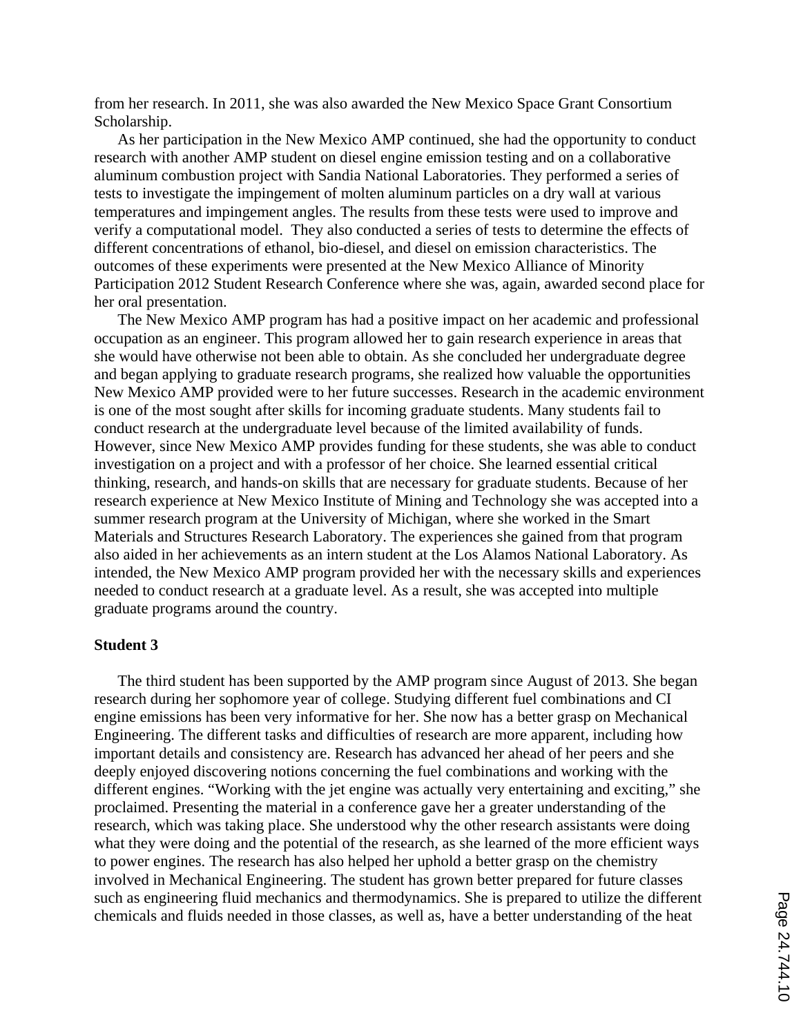from her research. In 2011, she was also awarded the New Mexico Space Grant Consortium Scholarship.

As her participation in the New Mexico AMP continued, she had the opportunity to conduct research with another AMP student on diesel engine emission testing and on a collaborative aluminum combustion project with Sandia National Laboratories. They performed a series of tests to investigate the impingement of molten aluminum particles on a dry wall at various temperatures and impingement angles. The results from these tests were used to improve and verify a computational model. They also conducted a series of tests to determine the effects of different concentrations of ethanol, bio-diesel, and diesel on emission characteristics. The outcomes of these experiments were presented at the New Mexico Alliance of Minority Participation 2012 Student Research Conference where she was, again, awarded second place for her oral presentation.

The New Mexico AMP program has had a positive impact on her academic and professional occupation as an engineer. This program allowed her to gain research experience in areas that she would have otherwise not been able to obtain. As she concluded her undergraduate degree and began applying to graduate research programs, she realized how valuable the opportunities New Mexico AMP provided were to her future successes. Research in the academic environment is one of the most sought after skills for incoming graduate students. Many students fail to conduct research at the undergraduate level because of the limited availability of funds. However, since New Mexico AMP provides funding for these students, she was able to conduct investigation on a project and with a professor of her choice. She learned essential critical thinking, research, and hands-on skills that are necessary for graduate students. Because of her research experience at New Mexico Institute of Mining and Technology she was accepted into a summer research program at the University of Michigan, where she worked in the Smart Materials and Structures Research Laboratory. The experiences she gained from that program also aided in her achievements as an intern student at the Los Alamos National Laboratory. As intended, the New Mexico AMP program provided her with the necessary skills and experiences needed to conduct research at a graduate level. As a result, she was accepted into multiple graduate programs around the country.

**Student 3**

The third student has been supported by the AMP program since August of 2013. She began research during her sophomore year of college. Studying different fuel combinations and CI engine emissions has been very informative for her. She now has a better grasp on Mechanical Engineering. The different tasks and difficulties of research are more apparent, including how important details and consistency are. Research has advanced her ahead of her peers and she deeply enjoyed discovering notions concerning the fuel combinations and working with the different engines. "Working with the jet engine was actually very entertaining and exciting," she proclaimed. Presenting the material in a conference gave her a greater understanding of the research, which was taking place. She understood why the other research assistants were doing what they were doing and the potential of the research, as she learned of the more efficient ways to power engines. The research has also helped her uphold a better grasp on the chemistry involved in Mechanical Engineering. The student has grown better prepared for future classes such as engineering fluid mechanics and thermodynamics. She is prepared to utilize the different chemicals and fluids needed in those classes, as well as, have a better understanding of the heat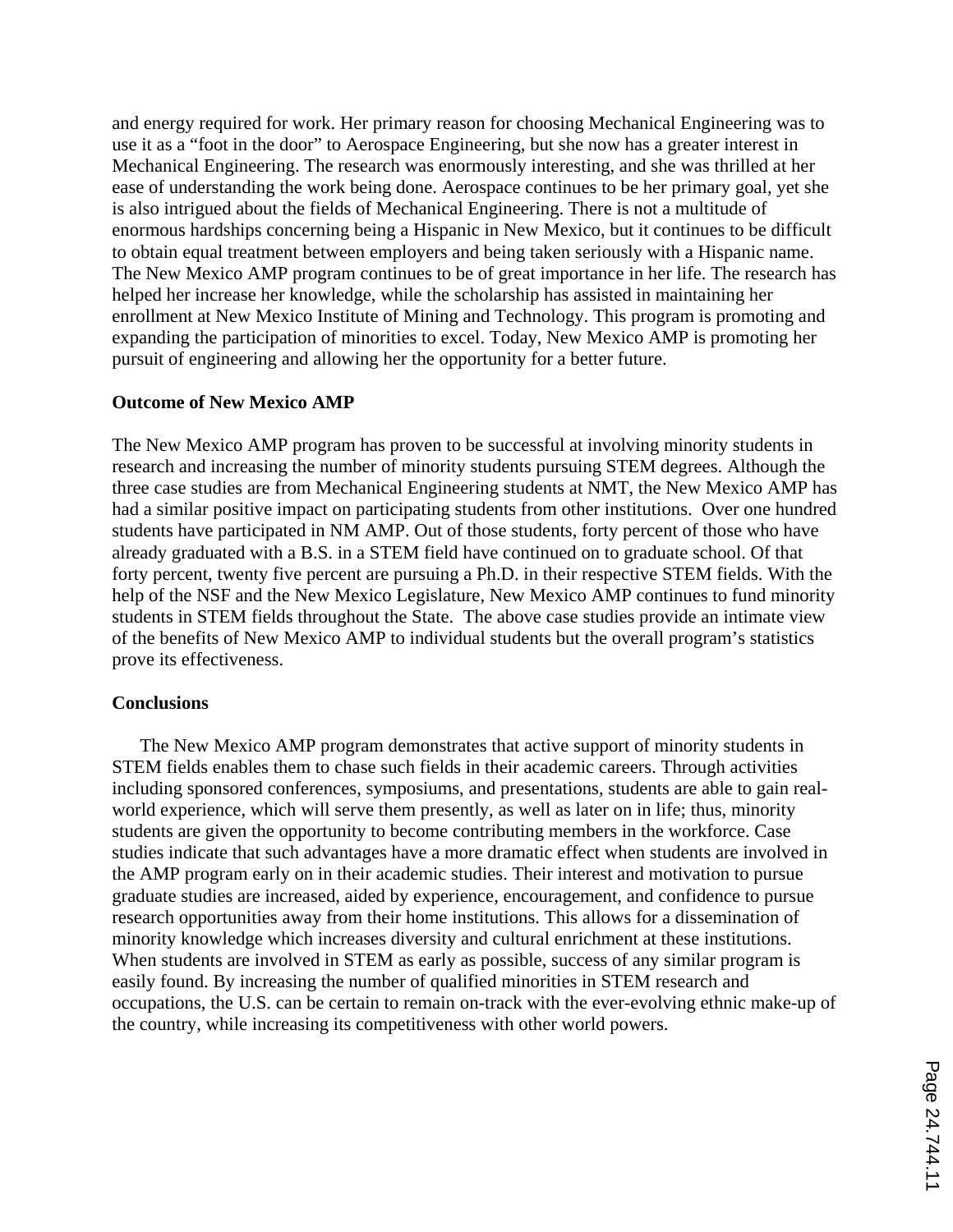and energy required for work. Her primary reason for choosing Mechanical Engineering was to use it as a "foot in the door" to Aerospace Engineering, but she now has a greater interest in Mechanical Engineering. The research was enormously interesting, and she was thrilled at her ease of understanding the work being done. Aerospace continues to be her primary goal, yet she is also intrigued about the fields of Mechanical Engineering. There is not a multitude of enormous hardships concerning being a Hispanic in New Mexico, but it continues to be difficult to obtain equal treatment between employers and being taken seriously with a Hispanic name. The New Mexico AMP program continues to be of great importance in her life. The research has helped her increase her knowledge, while the scholarship has assisted in maintaining her enrollment at New Mexico Institute of Mining and Technology. This program is promoting and expanding the participation of minorities to excel. Today, New Mexico AMP is promoting her pursuit of engineering and allowing her the opportunity for a better future.

**Outcome of New Mexico AMP**

The New Mexico AMP program has proven to be successful at involving minority students in research and increasing the number of minority students pursuing STEM degrees. Although the three case studies are from Mechanical Engineering students at NMT, the New Mexico AMP has had a similar positive impact on participating students from other institutions. Over one hundred students have participated in NM AMP. Out of those students, forty percent of those who have already graduated with a B.S. in a STEM field have continued on to graduate school. Of that forty percent, twenty five percent are pursuing a Ph.D. in their respective STEM fields. With the help of the NSF and the New Mexico Legislature, New Mexico AMP continues to fund minority students in STEM fields throughout the State. The above case studies provide an intimate view of the benefits of New Mexico AMP to individual students but the overall program's statistics prove its effectiveness.

**Conclusions**

The New Mexico AMP program demonstrates that active support of minority students in STEM fields enables them to chase such fields in their academic careers. Through activities including sponsored conferences, symposiums, and presentations, students are able to gain real-world experience, which will serve them presently, as well as later on in life; thus, minority students are given the opportunity to become contributing members in the workforce. Case studies indicate that such advantages have a more dramatic effect when students are involved in the AMP program early on in their academic studies. Their interest and motivation to pursue graduate studies are increased, aided by experience, encouragement, and confidence to pursue research opportunities away from their home institutions. This allows for a dissemination of minority knowledge which increases diversity and cultural enrichment at these institutions. When students are involved in STEM as early as possible, success of any similar program is easily found. By increasing the number of qualified minorities in STEM research and occupations, the U.S. can be certain to remain on-track with the ever-evolving ethnic make-up of the country, while increasing its competitiveness with other world powers.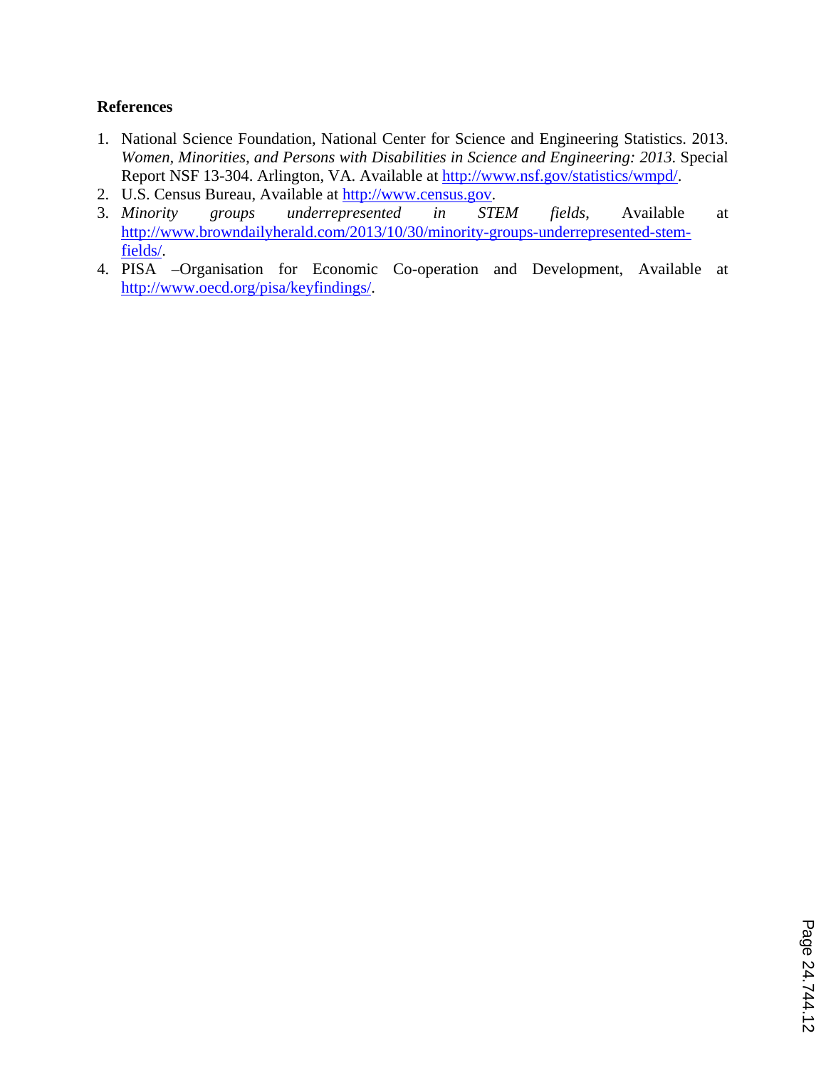**References**

1. National Science Foundation, National Center for Science and Engineering Statistics. 2013. *Women, Minorities, and Persons with Disabilities in Science and Engineering: 2013*. Special Report NSF 13-304. Arlington, VA. Available at http://www.nsf.gov/statistics/wmpd/.
2. U.S. Census Bureau, Available at http://www.census.gov.
3. *Minority groups underrepresented in STEM fields*, Available at http://www.browndailyherald.com/2013/10/30/minority-groups-underrepresented-stem-fields/.
4. PISA –Organisation for Economic Co-operation and Development, Available at http://www.oecd.org/pisa/keyfindings/.